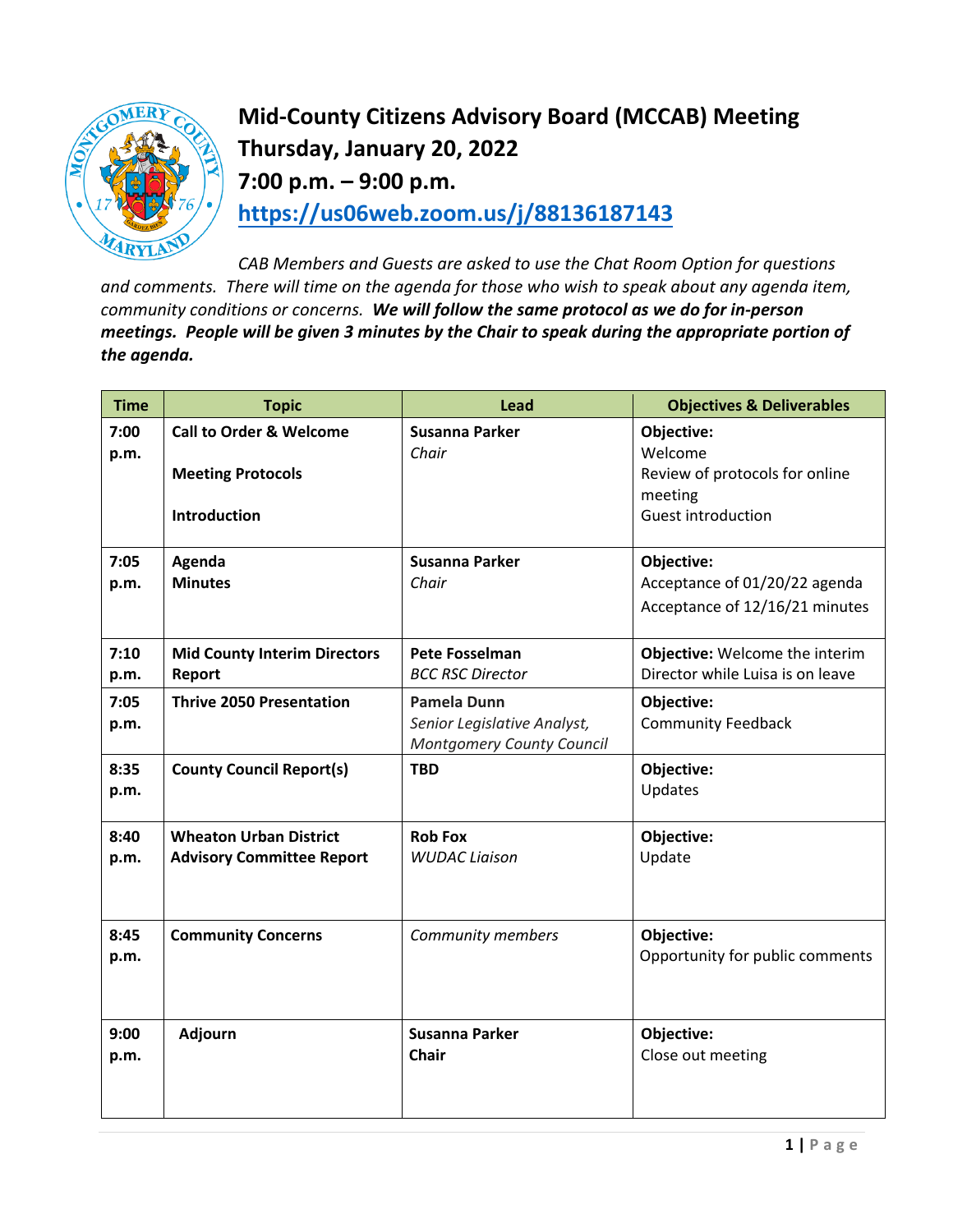# Mid-County Citizens Advisory Board (MCCAB) Meeting
## Thursday, January 20, 2022
## 7:00 p.m. – 9:00 p.m.
## https://us06web.zoom.us/j/88136187143

*CAB Members and Guests are asked to use the Chat Room Option for questions and comments. There will time on the agenda for those who wish to speak about any agenda item, community conditions or concerns.* ***We will follow the same protocol as we do for in-person meetings. People will be given 3 minutes by the Chair to speak during the appropriate portion of the agenda.***

| Time | Topic | Lead | Objectives & Deliverables |
|---|---|---|---|
| **7:00 p.m.** | **Call to Order & Welcome**<br><br>**Meeting Protocols**<br><br>**Introduction** | **Susanna Parker**<br>*Chair* | **Objective:**<br>Welcome<br>Review of protocols for online meeting<br>Guest introduction |
| **7:05 p.m.** | **Agenda**<br>**Minutes** | **Susanna Parker**<br>*Chair* | **Objective:**<br>Acceptance of 01/20/22 agenda<br>Acceptance of 12/16/21 minutes |
| **7:10 p.m.** | **Mid County Interim Directors Report** | **Pete Fosselman**<br>*BCC RSC Director* | **Objective:** Welcome the interim Director while Luisa is on leave |
| **7:05 p.m.** | **Thrive 2050 Presentation** | **Pamela Dunn**<br>*Senior Legislative Analyst, Montgomery County Council* | **Objective:**<br>Community Feedback |
| **8:35 p.m.** | **County Council Report(s)** | **TBD** | **Objective:**<br>Updates |
| **8:40 p.m.** | **Wheaton Urban District Advisory Committee Report** | **Rob Fox**<br>*WUDAC Liaison* | **Objective:**<br>Update |
| **8:45 p.m.** | **Community Concerns** | *Community members* | **Objective:**<br>Opportunity for public comments |
| **9:00 p.m.** | **Adjourn** | **Susanna Parker**<br>**Chair** | **Objective:**<br>Close out meeting |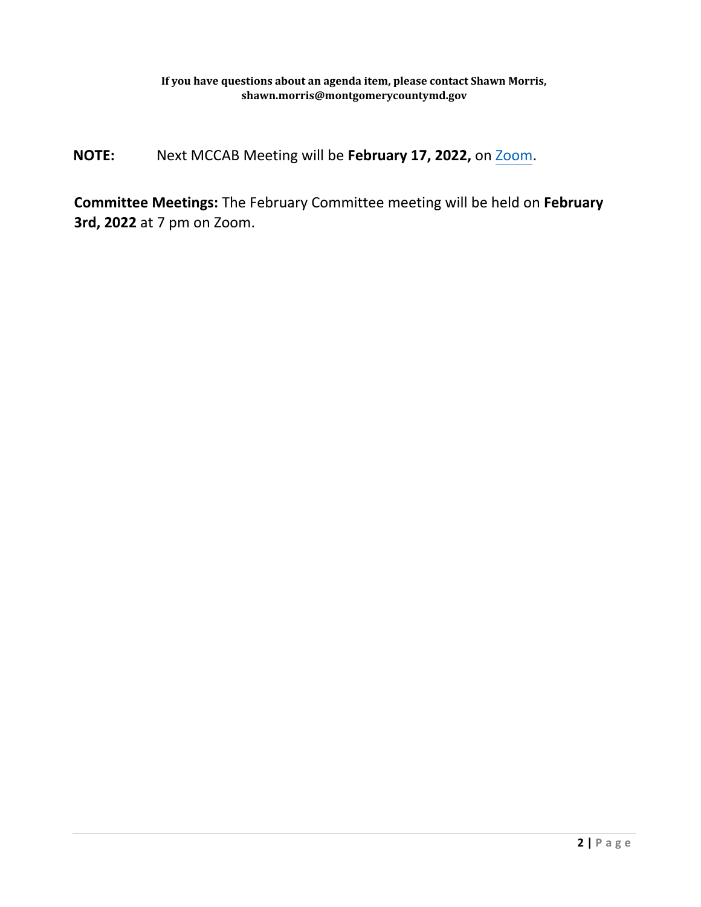**If you have questions about an agenda item, please contact Shawn Morris, shawn.morris@montgomerycountymd.gov**

**NOTE:** Next MCCAB Meeting will be **February 17, 2022,** on Zoom.

**Committee Meetings:** The February Committee meeting will be held on **February 3rd, 2022** at 7 pm on Zoom.